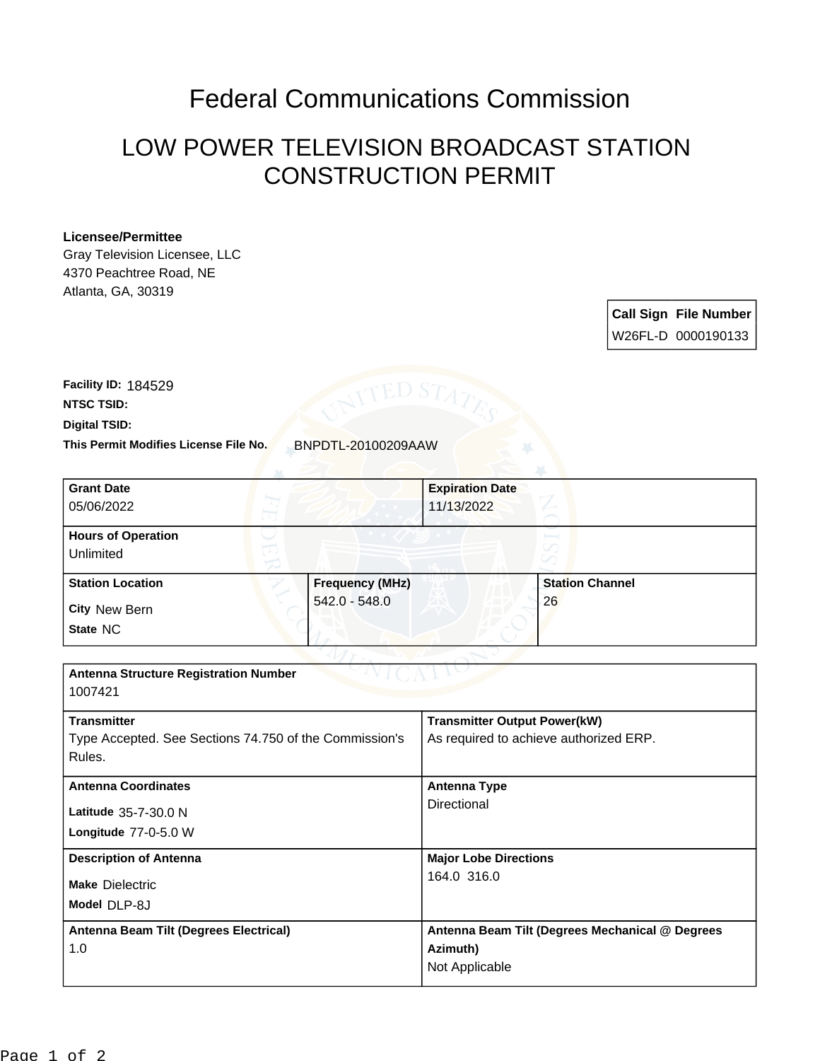# Federal Communications Commission

## LOW POWER TELEVISION BROADCAST STATION CONSTRUCTION PERMIT

**Licensee/Permittee**
Gray Television Licensee, LLC
4370 Peachtree Road, NE
Atlanta, GA, 30319

| Call Sign | File Number |
|---|---|
| W26FL-D | 0000190133 |

**Facility ID:** 184529

**NTSC TSID:**

**Digital TSID:**

**This Permit Modifies License File No.** BNPDTL-20100209AAW

| **Grant Date** | **Expiration Date** |
|---|---|
| 05/06/2022 | 11/13/2022 |

**Hours of Operation**
Unlimited

| **Station Location** | **Frequency (MHz)** | **Station Channel** |
|---|---|---|
| City New Bern<br>State NC | 542.0 - 548.0 | 26 |

**Antenna Structure Registration Number**
1007421

| **Transmitter** | **Transmitter Output Power(kW)** |
|---|---|
| Type Accepted. See Sections 74.750 of the Commission's Rules. | As required to achieve authorized ERP. |

| **Antenna Coordinates** | **Antenna Type** |
|---|---|
| Latitude 35-7-30.0 N<br>Longitude 77-0-5.0 W | Directional |

| **Description of Antenna** | **Major Lobe Directions** |
|---|---|
| Make Dielectric<br>Model DLP-8J | 164.0 316.0 |

| **Antenna Beam Tilt (Degrees Electrical)** | **Antenna Beam Tilt (Degrees Mechanical @ Degrees Azimuth)** |
|---|---|
| 1.0 | Not Applicable |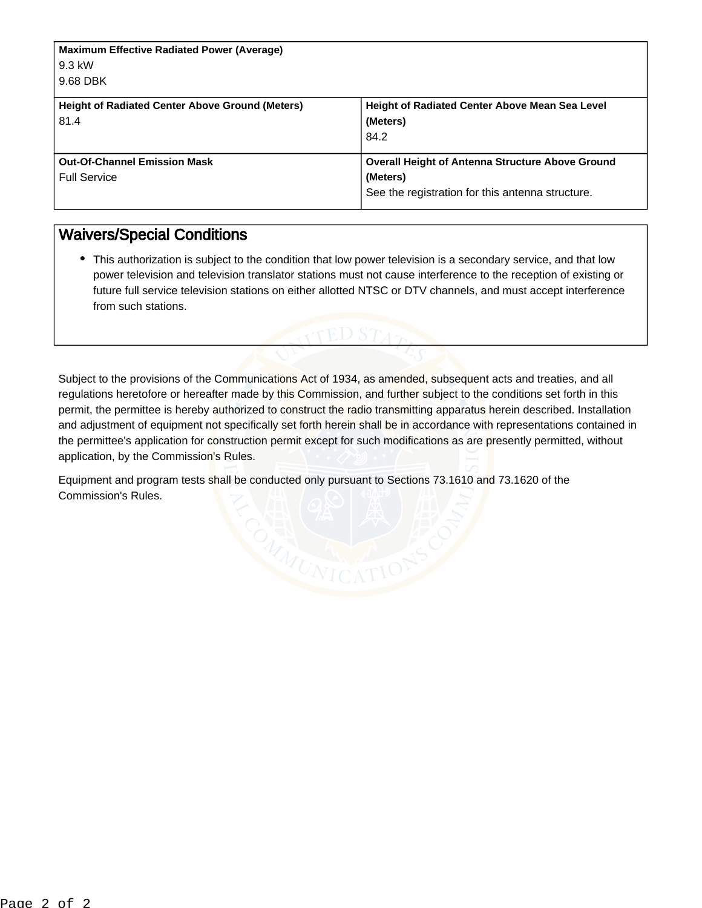| | |
|---|---|
| **Maximum Effective Radiated Power (Average)**<br>9.3 kW<br>9.68 DBK | |
| **Height of Radiated Center Above Ground (Meters)**<br>81.4 | **Height of Radiated Center Above Mean Sea Level (Meters)**<br>84.2 |
| **Out-Of-Channel Emission Mask**<br>Full Service | **Overall Height of Antenna Structure Above Ground (Meters)**<br>See the registration for this antenna structure. |

## Waivers/Special Conditions

- This authorization is subject to the condition that low power television is a secondary service, and that low power television and television translator stations must not cause interference to the reception of existing or future full service television stations on either allotted NTSC or DTV channels, and must accept interference from such stations.

Subject to the provisions of the Communications Act of 1934, as amended, subsequent acts and treaties, and all regulations heretofore or hereafter made by this Commission, and further subject to the conditions set forth in this permit, the permittee is hereby authorized to construct the radio transmitting apparatus herein described. Installation and adjustment of equipment not specifically set forth herein shall be in accordance with representations contained in the permittee's application for construction permit except for such modifications as are presently permitted, without application, by the Commission's Rules.

Equipment and program tests shall be conducted only pursuant to Sections 73.1610 and 73.1620 of the Commission's Rules.